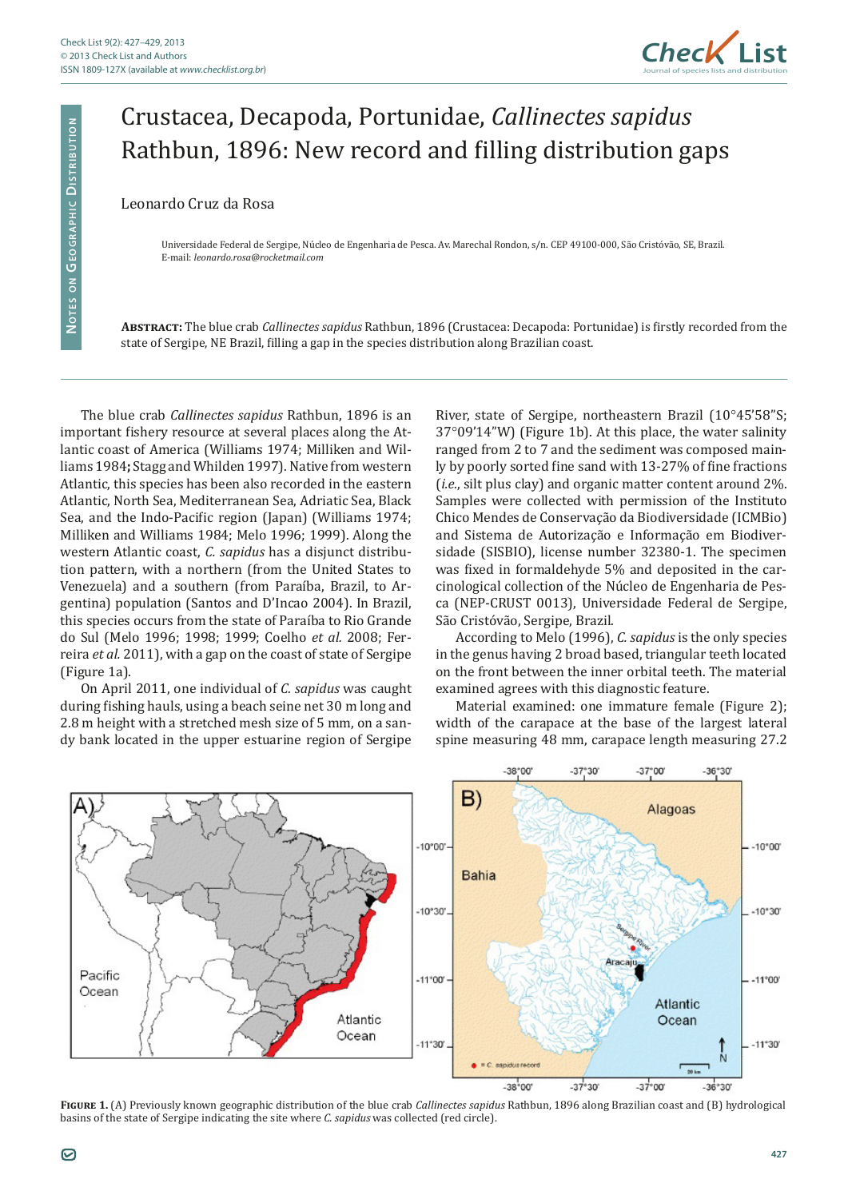Notes on Geographic Distribution

# Crustacea, Decapoda, Portunidae, *Callinectes sapidus* Rathbun, 1896: New record and filling distribution gaps

Leonardo Cruz da Rosa

Universidade Federal de Sergipe, Núcleo de Engenharia de Pesca. Av. Marechal Rondon, s/n. CEP 49100-000, São Cristóvão, SE, Brazil.
E-mail: *leonardo.rosa@rocketmail.com*

**Abstract:** The blue crab *Callinectes sapidus* Rathbun, 1896 (Crustacea: Decapoda: Portunidae) is firstly recorded from the state of Sergipe, NE Brazil, filling a gap in the species distribution along Brazilian coast.

The blue crab *Callinectes sapidus* Rathbun, 1896 is an important fishery resource at several places along the Atlantic coast of America (Williams 1974; Milliken and Williams 1984**;** Stagg and Whilden 1997). Native from western Atlantic, this species has been also recorded in the eastern Atlantic, North Sea, Mediterranean Sea, Adriatic Sea, Black Sea, and the Indo-Pacific region (Japan) (Williams 1974; Milliken and Williams 1984; Melo 1996; 1999). Along the western Atlantic coast, *C. sapidus* has a disjunct distribution pattern, with a northern (from the United States to Venezuela) and a southern (from Paraíba, Brazil, to Argentina) population (Santos and D'Incao 2004). In Brazil, this species occurs from the state of Paraíba to Rio Grande do Sul (Melo 1996; 1998; 1999; Coelho *et al.* 2008; Ferreira *et al.* 2011), with a gap on the coast of state of Sergipe (Figure 1a).

On April 2011, one individual of *C. sapidus* was caught during fishing hauls, using a beach seine net 30 m long and 2.8 m height with a stretched mesh size of 5 mm, on a sandy bank located in the upper estuarine region of Sergipe River, state of Sergipe, northeastern Brazil (10°45'58"S; 37°09'14"W) (Figure 1b). At this place, the water salinity ranged from 2 to 7 and the sediment was composed mainly by poorly sorted fine sand with 13-27% of fine fractions (*i.e.*, silt plus clay) and organic matter content around 2%. Samples were collected with permission of the Instituto Chico Mendes de Conservação da Biodiversidade (ICMBio) and Sistema de Autorização e Informação em Biodiversidade (SISBIO), license number 32380-1. The specimen was fixed in formaldehyde 5% and deposited in the carcinological collection of the Núcleo de Engenharia de Pesca (NEP-CRUST 0013), Universidade Federal de Sergipe, São Cristóvão, Sergipe, Brazil.

According to Melo (1996), *C. sapidus* is the only species in the genus having 2 broad based, triangular teeth located on the front between the inner orbital teeth. The material examined agrees with this diagnostic feature.

Material examined: one immature female (Figure 2); width of the carapace at the base of the largest lateral spine measuring 48 mm, carapace length measuring 27.2

**Figure 1.** (A) Previously known geographic distribution of the blue crab *Callinectes sapidus* Rathbun, 1896 along Brazilian coast and (B) hydrological basins of the state of Sergipe indicating the site where *C. sapidus* was collected (red circle).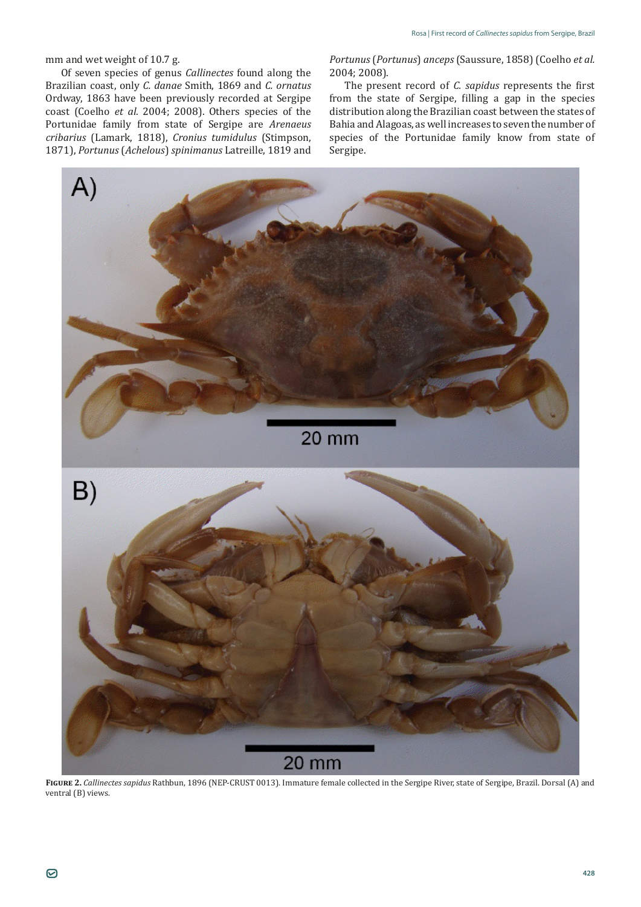mm and wet weight of 10.7 g.

Of seven species of genus *Callinectes* found along the Brazilian coast, only *C. danae* Smith, 1869 and *C. ornatus* Ordway, 1863 have been previously recorded at Sergipe coast (Coelho *et al*. 2004; 2008). Others species of the Portunidae family from state of Sergipe are *Arenaeus cribarius* (Lamark, 1818), *Cronius tumidulus* (Stimpson, 1871), *Portunus* (*Achelous*) *spinimanus* Latreille, 1819 and *Portunus* (*Portunus*) *anceps* (Saussure, 1858) (Coelho *et al.* 2004; 2008).

The present record of *C. sapidus* represents the first from the state of Sergipe, filling a gap in the species distribution along the Brazilian coast between the states of Bahia and Alagoas, as well increases to seven the number of species of the Portunidae family know from state of Sergipe.

**Figure 2.** *Callinectes sapidus* Rathbun, 1896 (NEP-CRUST 0013). Immature female collected in the Sergipe River, state of Sergipe, Brazil. Dorsal (A) and ventral (B) views.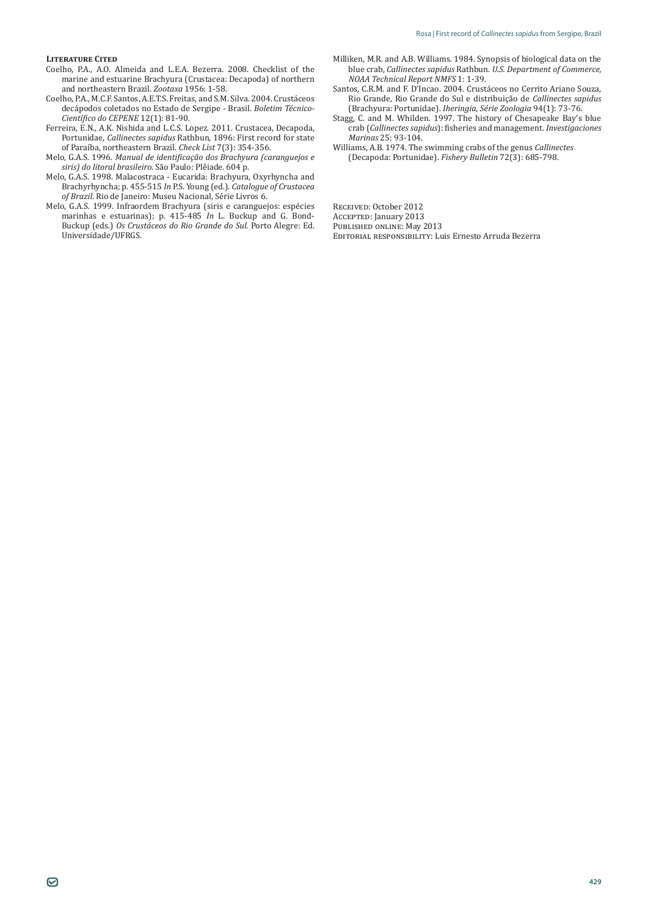## Literature Cited

Coelho, P.A., A.O. Almeida and L.E.A. Bezerra. 2008. Checklist of the marine and estuarine Brachyura (Crustacea: Decapoda) of northern and northeastern Brazil. *Zootaxa* 1956: 1-58.

Coelho, P.A., M.C.F. Santos, A.E.T.S. Freitas, and S.M. Silva. 2004. Crustáceos decápodos coletados no Estado de Sergipe - Brasil. *Boletim Técnico-Científico do CEPENE* 12(1): 81-90.

Ferreira, E.N., A.K. Nishida and L.C.S. Lopez. 2011. Crustacea, Decapoda, Portunidae, *Callinectes sapidus* Rathbun, 1896: First record for state of Paraíba, northeastern Brazil. *Check List* 7(3): 354-356.

Melo, G.A.S. 1996. *Manual de identificação dos Brachyura (caranguejos e siris) do litoral brasileiro*. São Paulo: Plêiade. 604 p.

Melo, G.A.S. 1998. Malacostraca - Eucarida: Brachyura, Oxyrhyncha and Brachyrhyncha; p. 455-515 *In* P.S. Young (ed.). *Catalogue of Crustacea of Brazil*. Rio de Janeiro: Museu Nacional, Série Livros 6.

Melo, G.A.S. 1999. Infraordem Brachyura (siris e caranguejos: espécies marinhas e estuarinas); p. 415-485 *In* L. Buckup and G. Bond-Buckup (eds.) *Os Crustáceos do Rio Grande do Sul*. Porto Alegre: Ed. Universidade/UFRGS.

Milliken, M.R. and A.B. Williams. 1984. Synopsis of biological data on the blue crab, *Callinectes sapidus* Rathbun. *U.S. Department of Commerce, NOAA Technical Report NMFS* 1: 1-39.

Santos, C.R.M. and F. D'Incao. 2004. Crustáceos no Cerrito Ariano Souza, Rio Grande, Rio Grande do Sul e distribuição de *Callinectes sapidus* (Brachyura: Portunidae). *Iheringia, Série Zoologia* 94(1): 73-76.

Stagg, C. and M. Whilden. 1997. The history of Chesapeake Bay's blue crab (*Callinectes sapidus*): fisheries and management. *Investigaciones Marinas* 25: 93-104.

Williams, A.B. 1974. The swimming crabs of the genus *Callinectes* (Decapoda: Portunidae). *Fishery Bulletin* 72(3): 685-798.

Received: October 2012
Accepted: January 2013
Published online: May 2013
Editorial responsibility: Luis Ernesto Arruda Bezerra